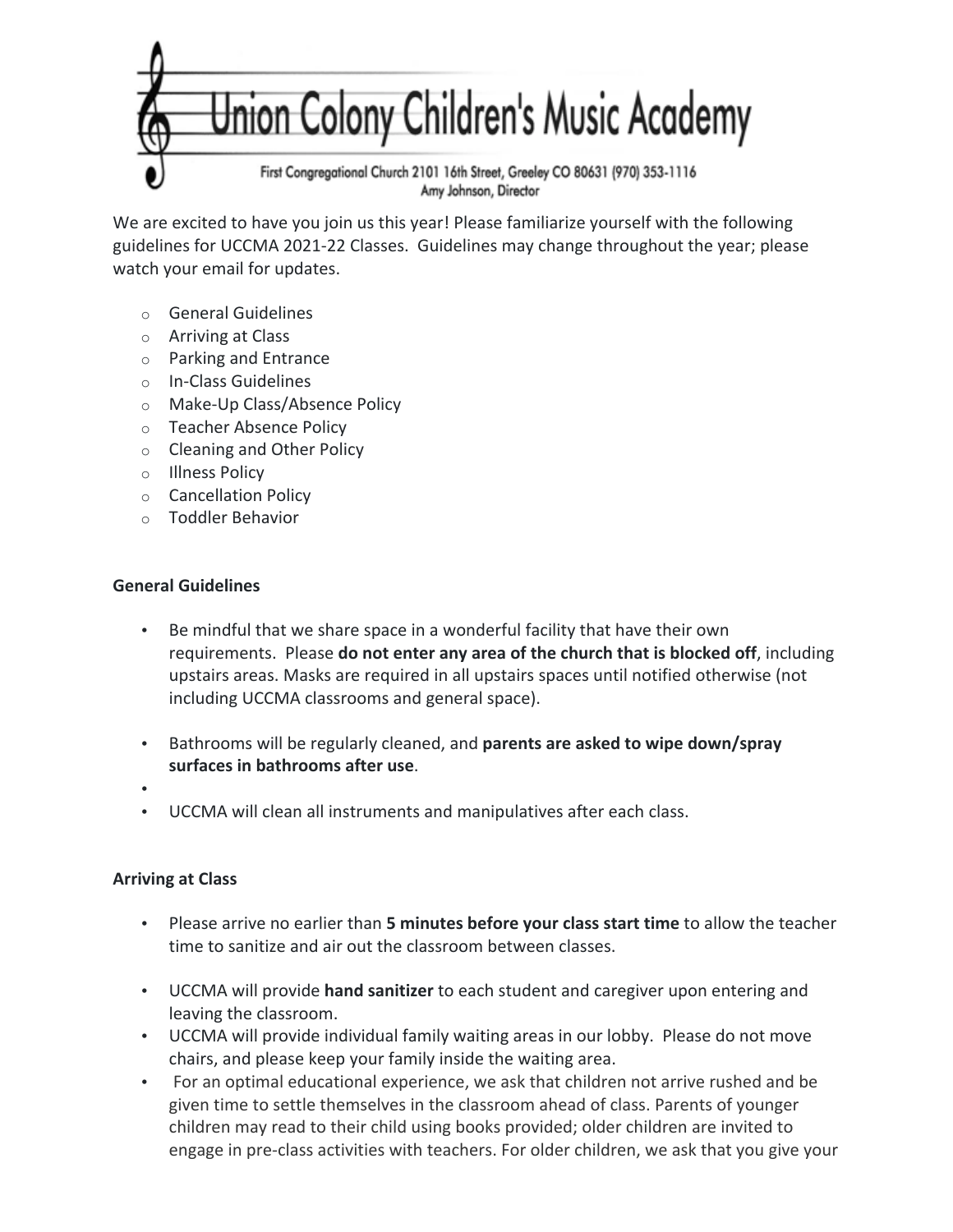# Union Colony Children's Music Academy

First Congregational Church 2101 16th Street, Greeley CO 80631 (970) 353-1116
Amy Johnson, Director

We are excited to have you join us this year! Please familiarize yourself with the following guidelines for UCCMA 2021-22 Classes. Guidelines may change throughout the year; please watch your email for updates.

- General Guidelines
- Arriving at Class
- Parking and Entrance
- In-Class Guidelines
- Make-Up Class/Absence Policy
- Teacher Absence Policy
- Cleaning and Other Policy
- Illness Policy
- Cancellation Policy
- Toddler Behavior

**General Guidelines**

- Be mindful that we share space in a wonderful facility that have their own requirements. Please **do not enter any area of the church that is blocked off**, including upstairs areas. Masks are required in all upstairs spaces until notified otherwise (not including UCCMA classrooms and general space).
- Bathrooms will be regularly cleaned, and **parents are asked to wipe down/spray surfaces in bathrooms after use**.
- UCCMA will clean all instruments and manipulatives after each class.

**Arriving at Class**

- Please arrive no earlier than **5 minutes before your class start time** to allow the teacher time to sanitize and air out the classroom between classes.
- UCCMA will provide **hand sanitizer** to each student and caregiver upon entering and leaving the classroom.
- UCCMA will provide individual family waiting areas in our lobby. Please do not move chairs, and please keep your family inside the waiting area.
- For an optimal educational experience, we ask that children not arrive rushed and be given time to settle themselves in the classroom ahead of class. Parents of younger children may read to their child using books provided; older children are invited to engage in pre-class activities with teachers. For older children, we ask that you give your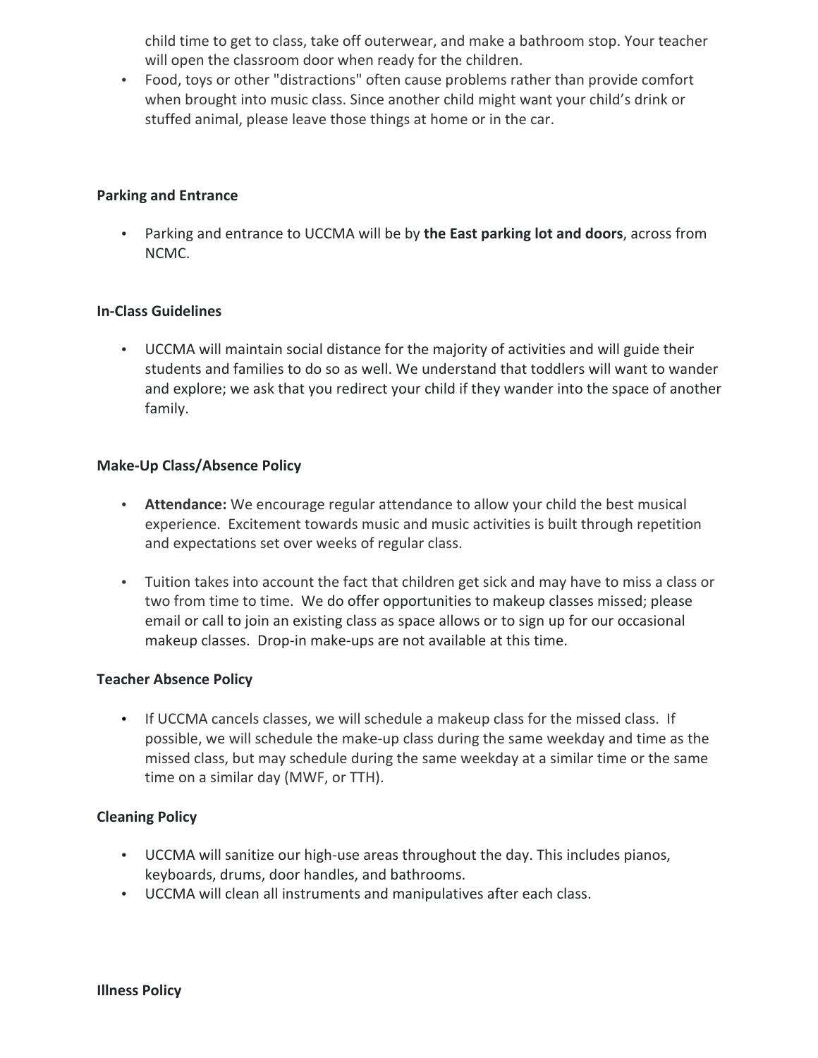child time to get to class, take off outerwear, and make a bathroom stop. Your teacher will open the classroom door when ready for the children.

- Food, toys or other "distractions" often cause problems rather than provide comfort when brought into music class. Since another child might want your child's drink or stuffed animal, please leave those things at home or in the car.

**Parking and Entrance**

- Parking and entrance to UCCMA will be by **the East parking lot and doors**, across from NCMC.

**In-Class Guidelines**

- UCCMA will maintain social distance for the majority of activities and will guide their students and families to do so as well. We understand that toddlers will want to wander and explore; we ask that you redirect your child if they wander into the space of another family.

**Make-Up Class/Absence Policy**

- **Attendance:** We encourage regular attendance to allow your child the best musical experience. Excitement towards music and music activities is built through repetition and expectations set over weeks of regular class.

- Tuition takes into account the fact that children get sick and may have to miss a class or two from time to time. We do offer opportunities to makeup classes missed; please email or call to join an existing class as space allows or to sign up for our occasional makeup classes. Drop-in make-ups are not available at this time.

**Teacher Absence Policy**

- If UCCMA cancels classes, we will schedule a makeup class for the missed class. If possible, we will schedule the make-up class during the same weekday and time as the missed class, but may schedule during the same weekday at a similar time or the same time on a similar day (MWF, or TTH).

**Cleaning Policy**

- UCCMA will sanitize our high-use areas throughout the day. This includes pianos, keyboards, drums, door handles, and bathrooms.
- UCCMA will clean all instruments and manipulatives after each class.

**Illness Policy**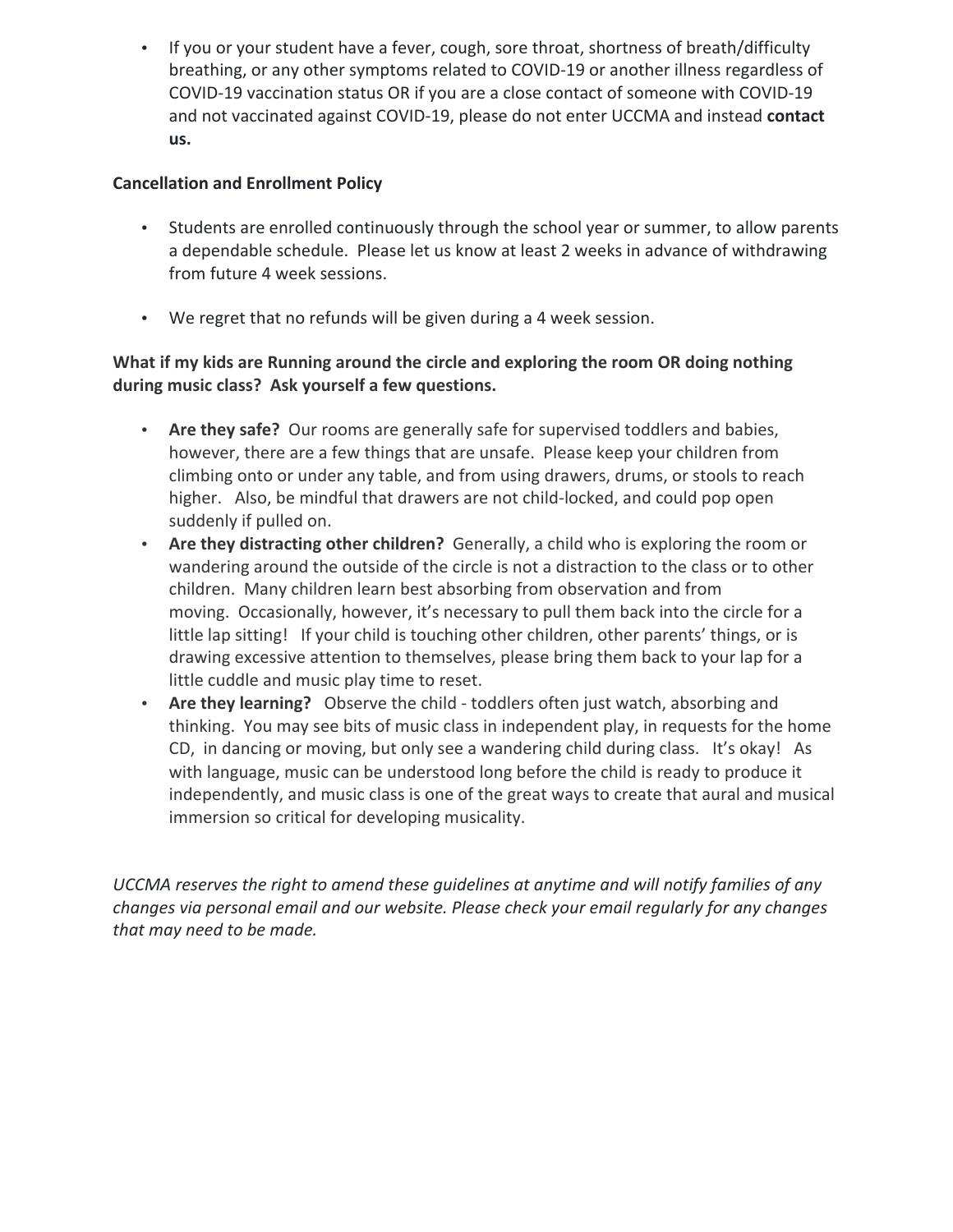- If you or your student have a fever, cough, sore throat, shortness of breath/difficulty breathing, or any other symptoms related to COVID-19 or another illness regardless of COVID-19 vaccination status OR if you are a close contact of someone with COVID-19 and not vaccinated against COVID-19, please do not enter UCCMA and instead **contact us.**

**Cancellation and Enrollment Policy**

- Students are enrolled continuously through the school year or summer, to allow parents a dependable schedule. Please let us know at least 2 weeks in advance of withdrawing from future 4 week sessions.
- We regret that no refunds will be given during a 4 week session.

**What if my kids are Running around the circle and exploring the room OR doing nothing during music class? Ask yourself a few questions.**

- **Are they safe?** Our rooms are generally safe for supervised toddlers and babies, however, there are a few things that are unsafe. Please keep your children from climbing onto or under any table, and from using drawers, drums, or stools to reach higher. Also, be mindful that drawers are not child-locked, and could pop open suddenly if pulled on.
- **Are they distracting other children?** Generally, a child who is exploring the room or wandering around the outside of the circle is not a distraction to the class or to other children. Many children learn best absorbing from observation and from moving. Occasionally, however, it's necessary to pull them back into the circle for a little lap sitting! If your child is touching other children, other parents' things, or is drawing excessive attention to themselves, please bring them back to your lap for a little cuddle and music play time to reset.
- **Are they learning?** Observe the child - toddlers often just watch, absorbing and thinking. You may see bits of music class in independent play, in requests for the home CD, in dancing or moving, but only see a wandering child during class. It's okay! As with language, music can be understood long before the child is ready to produce it independently, and music class is one of the great ways to create that aural and musical immersion so critical for developing musicality.

*UCCMA reserves the right to amend these guidelines at anytime and will notify families of any changes via personal email and our website. Please check your email regularly for any changes that may need to be made.*